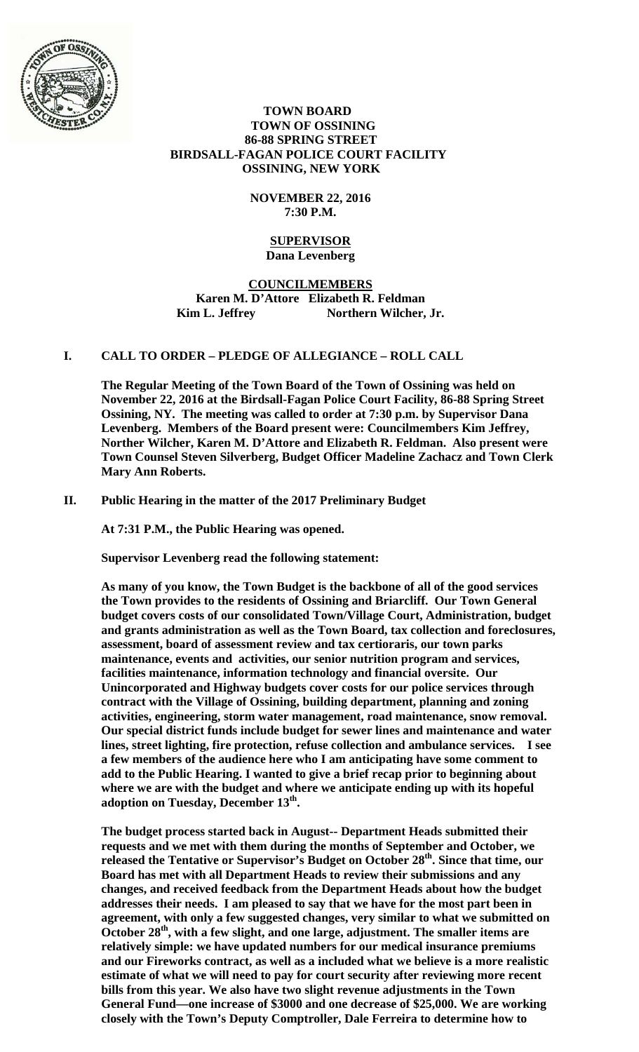**TOWN BOARD**
**TOWN OF OSSINING**
**86-88 SPRING STREET**
**BIRDSALL-FAGAN POLICE COURT FACILITY**
**OSSINING, NEW YORK**

**NOVEMBER 22, 2016**
**7:30 P.M.**

**SUPERVISOR**
**Dana Levenberg**

**COUNCILMEMBERS**
**Karen M. D'Attore Elizabeth R. Feldman**
**Kim L. Jeffrey Northern Wilcher, Jr.**

## I. CALL TO ORDER – PLEDGE OF ALLEGIANCE – ROLL CALL

**The Regular Meeting of the Town Board of the Town of Ossining was held on November 22, 2016 at the Birdsall-Fagan Police Court Facility, 86-88 Spring Street Ossining, NY. The meeting was called to order at 7:30 p.m. by Supervisor Dana Levenberg. Members of the Board present were: Councilmembers Kim Jeffrey, Norther Wilcher, Karen M. D'Attore and Elizabeth R. Feldman. Also present were Town Counsel Steven Silverberg, Budget Officer Madeline Zachacz and Town Clerk Mary Ann Roberts.**

## II. Public Hearing in the matter of the 2017 Preliminary Budget

**At 7:31 P.M., the Public Hearing was opened.**

**Supervisor Levenberg read the following statement:**

**As many of you know, the Town Budget is the backbone of all of the good services the Town provides to the residents of Ossining and Briarcliff. Our Town General budget covers costs of our consolidated Town/Village Court, Administration, budget and grants administration as well as the Town Board, tax collection and foreclosures, assessment, board of assessment review and tax certioraris, our town parks maintenance, events and activities, our senior nutrition program and services, facilities maintenance, information technology and financial oversite. Our Unincorporated and Highway budgets cover costs for our police services through contract with the Village of Ossining, building department, planning and zoning activities, engineering, storm water management, road maintenance, snow removal. Our special district funds include budget for sewer lines and maintenance and water lines, street lighting, fire protection, refuse collection and ambulance services. I see a few members of the audience here who I am anticipating have some comment to add to the Public Hearing. I wanted to give a brief recap prior to beginning about where we are with the budget and where we anticipate ending up with its hopeful adoption on Tuesday, December 13th.**

**The budget process started back in August-- Department Heads submitted their requests and we met with them during the months of September and October, we released the Tentative or Supervisor's Budget on October 28th. Since that time, our Board has met with all Department Heads to review their submissions and any changes, and received feedback from the Department Heads about how the budget addresses their needs. I am pleased to say that we have for the most part been in agreement, with only a few suggested changes, very similar to what we submitted on October 28th, with a few slight, and one large, adjustment. The smaller items are relatively simple: we have updated numbers for our medical insurance premiums and our Fireworks contract, as well as a included what we believe is a more realistic estimate of what we will need to pay for court security after reviewing more recent bills from this year. We also have two slight revenue adjustments in the Town General Fund—one increase of $3000 and one decrease of $25,000. We are working closely with the Town's Deputy Comptroller, Dale Ferreira to determine how to**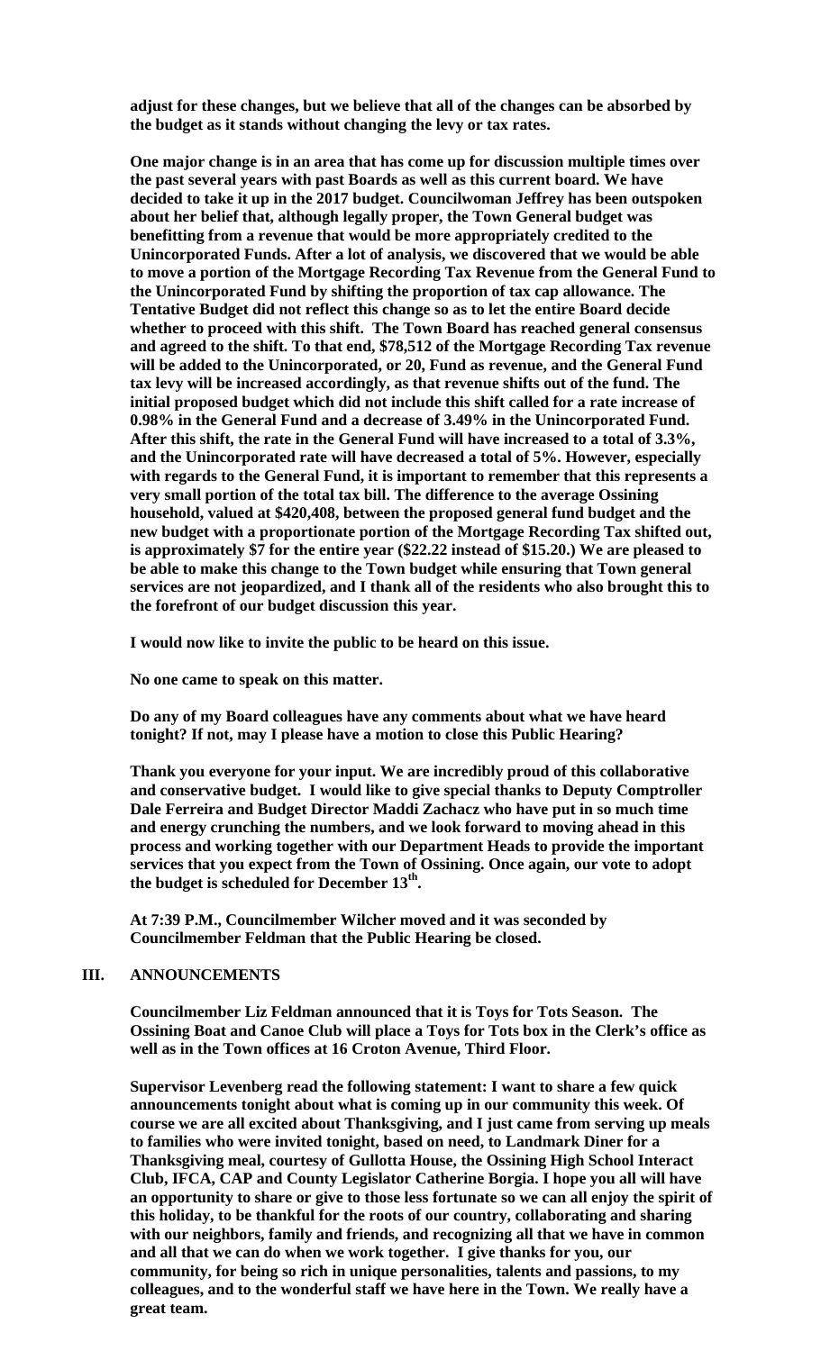**adjust for these changes, but we believe that all of the changes can be absorbed by the budget as it stands without changing the levy or tax rates.**

**One major change is in an area that has come up for discussion multiple times over the past several years with past Boards as well as this current board. We have decided to take it up in the 2017 budget. Councilwoman Jeffrey has been outspoken about her belief that, although legally proper, the Town General budget was benefitting from a revenue that would be more appropriately credited to the Unincorporated Funds. After a lot of analysis, we discovered that we would be able to move a portion of the Mortgage Recording Tax Revenue from the General Fund to the Unincorporated Fund by shifting the proportion of tax cap allowance. The Tentative Budget did not reflect this change so as to let the entire Board decide whether to proceed with this shift. The Town Board has reached general consensus and agreed to the shift. To that end, $78,512 of the Mortgage Recording Tax revenue will be added to the Unincorporated, or 20, Fund as revenue, and the General Fund tax levy will be increased accordingly, as that revenue shifts out of the fund. The initial proposed budget which did not include this shift called for a rate increase of 0.98% in the General Fund and a decrease of 3.49% in the Unincorporated Fund. After this shift, the rate in the General Fund will have increased to a total of 3.3%, and the Unincorporated rate will have decreased a total of 5%. However, especially with regards to the General Fund, it is important to remember that this represents a very small portion of the total tax bill. The difference to the average Ossining household, valued at $420,408, between the proposed general fund budget and the new budget with a proportionate portion of the Mortgage Recording Tax shifted out, is approximately $7 for the entire year ($22.22 instead of $15.20.) We are pleased to be able to make this change to the Town budget while ensuring that Town general services are not jeopardized, and I thank all of the residents who also brought this to the forefront of our budget discussion this year.**

**I would now like to invite the public to be heard on this issue.**

**No one came to speak on this matter.**

**Do any of my Board colleagues have any comments about what we have heard tonight? If not, may I please have a motion to close this Public Hearing?**

**Thank you everyone for your input. We are incredibly proud of this collaborative and conservative budget. I would like to give special thanks to Deputy Comptroller Dale Ferreira and Budget Director Maddi Zachacz who have put in so much time and energy crunching the numbers, and we look forward to moving ahead in this process and working together with our Department Heads to provide the important services that you expect from the Town of Ossining. Once again, our vote to adopt the budget is scheduled for December 13th.**

**At 7:39 P.M., Councilmember Wilcher moved and it was seconded by Councilmember Feldman that the Public Hearing be closed.**

## III. ANNOUNCEMENTS

**Councilmember Liz Feldman announced that it is Toys for Tots Season. The Ossining Boat and Canoe Club will place a Toys for Tots box in the Clerk's office as well as in the Town offices at 16 Croton Avenue, Third Floor.**

**Supervisor Levenberg read the following statement: I want to share a few quick announcements tonight about what is coming up in our community this week. Of course we are all excited about Thanksgiving, and I just came from serving up meals to families who were invited tonight, based on need, to Landmark Diner for a Thanksgiving meal, courtesy of Gullotta House, the Ossining High School Interact Club, IFCA, CAP and County Legislator Catherine Borgia. I hope you all will have an opportunity to share or give to those less fortunate so we can all enjoy the spirit of this holiday, to be thankful for the roots of our country, collaborating and sharing with our neighbors, family and friends, and recognizing all that we have in common and all that we can do when we work together. I give thanks for you, our community, for being so rich in unique personalities, talents and passions, to my colleagues, and to the wonderful staff we have here in the Town. We really have a great team.**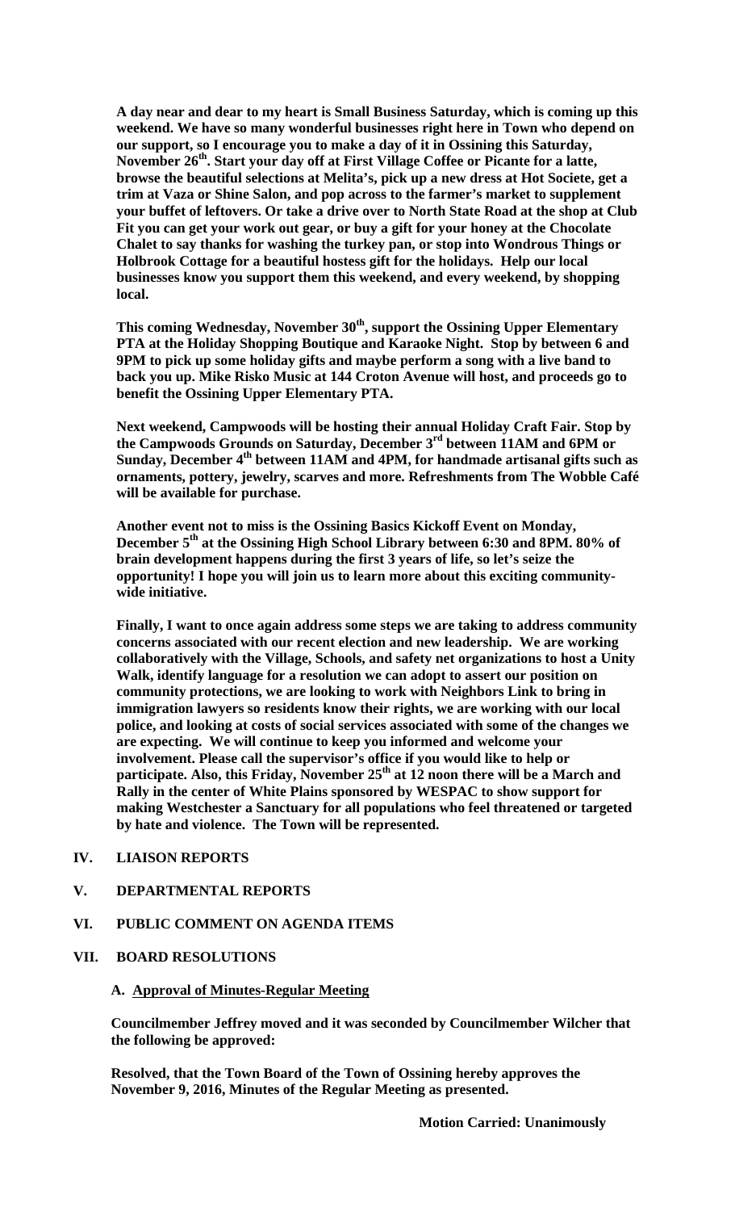**A day near and dear to my heart is Small Business Saturday, which is coming up this weekend. We have so many wonderful businesses right here in Town who depend on our support, so I encourage you to make a day of it in Ossining this Saturday, November 26th. Start your day off at First Village Coffee or Picante for a latte, browse the beautiful selections at Melita's, pick up a new dress at Hot Societe, get a trim at Vaza or Shine Salon, and pop across to the farmer's market to supplement your buffet of leftovers. Or take a drive over to North State Road at the shop at Club Fit you can get your work out gear, or buy a gift for your honey at the Chocolate Chalet to say thanks for washing the turkey pan, or stop into Wondrous Things or Holbrook Cottage for a beautiful hostess gift for the holidays. Help our local businesses know you support them this weekend, and every weekend, by shopping local.**

**This coming Wednesday, November 30th, support the Ossining Upper Elementary PTA at the Holiday Shopping Boutique and Karaoke Night. Stop by between 6 and 9PM to pick up some holiday gifts and maybe perform a song with a live band to back you up. Mike Risko Music at 144 Croton Avenue will host, and proceeds go to benefit the Ossining Upper Elementary PTA.**

**Next weekend, Campwoods will be hosting their annual Holiday Craft Fair. Stop by the Campwoods Grounds on Saturday, December 3rd between 11AM and 6PM or Sunday, December 4th between 11AM and 4PM, for handmade artisanal gifts such as ornaments, pottery, jewelry, scarves and more. Refreshments from The Wobble Café will be available for purchase.**

**Another event not to miss is the Ossining Basics Kickoff Event on Monday, December 5th at the Ossining High School Library between 6:30 and 8PM. 80% of brain development happens during the first 3 years of life, so let's seize the opportunity! I hope you will join us to learn more about this exciting community-wide initiative.**

**Finally, I want to once again address some steps we are taking to address community concerns associated with our recent election and new leadership. We are working collaboratively with the Village, Schools, and safety net organizations to host a Unity Walk, identify language for a resolution we can adopt to assert our position on community protections, we are looking to work with Neighbors Link to bring in immigration lawyers so residents know their rights, we are working with our local police, and looking at costs of social services associated with some of the changes we are expecting. We will continue to keep you informed and welcome your involvement. Please call the supervisor's office if you would like to help or participate. Also, this Friday, November 25th at 12 noon there will be a March and Rally in the center of White Plains sponsored by WESPAC to show support for making Westchester a Sanctuary for all populations who feel threatened or targeted by hate and violence. The Town will be represented.**

## IV. LIAISON REPORTS

## V. DEPARTMENTAL REPORTS

## VI. PUBLIC COMMENT ON AGENDA ITEMS

## VII. BOARD RESOLUTIONS

### A. Approval of Minutes-Regular Meeting

**Councilmember Jeffrey moved and it was seconded by Councilmember Wilcher that the following be approved:**

**Resolved, that the Town Board of the Town of Ossining hereby approves the November 9, 2016, Minutes of the Regular Meeting as presented.**

**Motion Carried: Unanimously**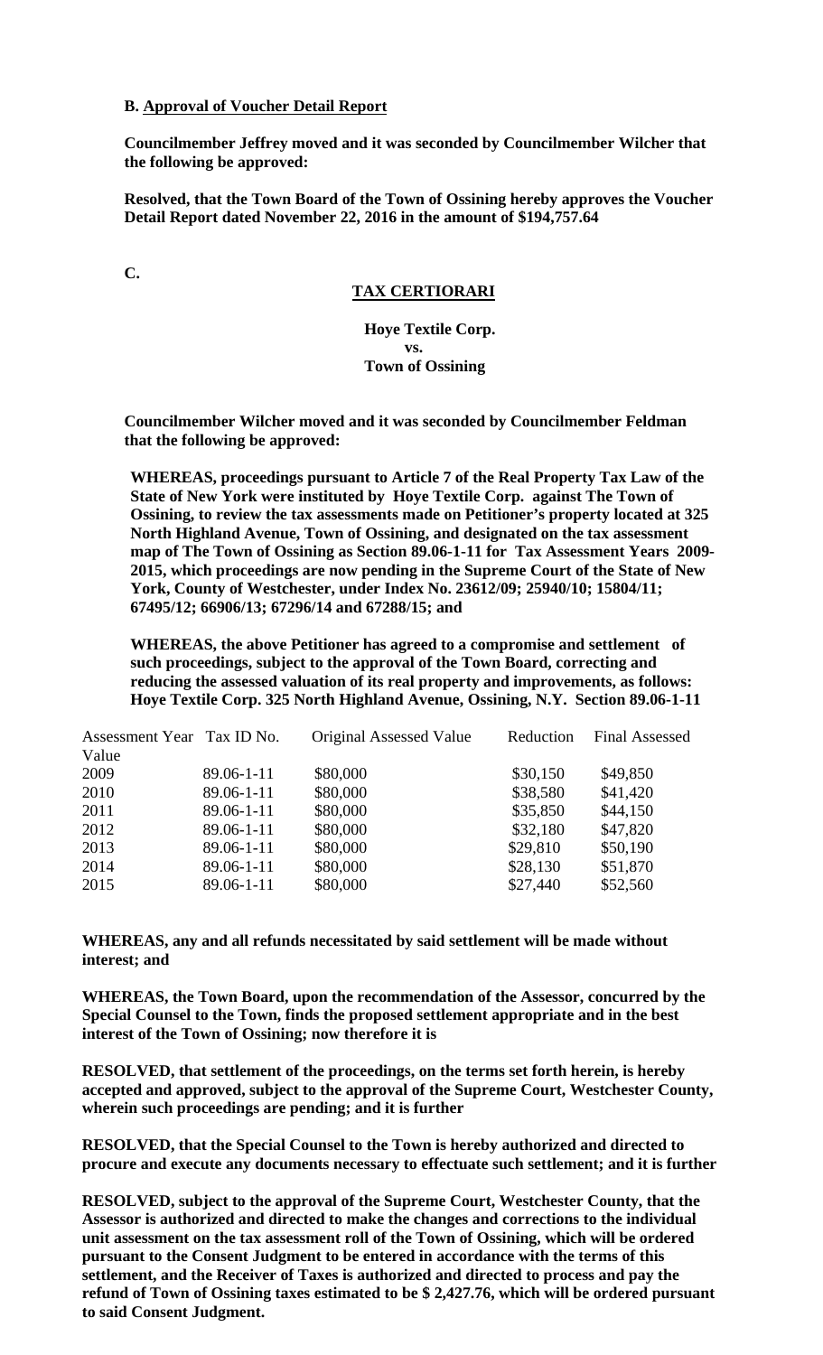**B. Approval of Voucher Detail Report**

**Councilmember Jeffrey moved and it was seconded by Councilmember Wilcher that the following be approved:**

**Resolved, that the Town Board of the Town of Ossining hereby approves the Voucher Detail Report dated November 22, 2016 in the amount of $194,757.64**

**C.**

**TAX CERTIORARI**

**Hoye Textile Corp.**
**vs.**
**Town of Ossining**

**Councilmember Wilcher moved and it was seconded by Councilmember Feldman that the following be approved:**

**WHEREAS, proceedings pursuant to Article 7 of the Real Property Tax Law of the State of New York were instituted by Hoye Textile Corp. against The Town of Ossining, to review the tax assessments made on Petitioner's property located at 325 North Highland Avenue, Town of Ossining, and designated on the tax assessment map of The Town of Ossining as Section 89.06-1-11 for Tax Assessment Years 2009-2015, which proceedings are now pending in the Supreme Court of the State of New York, County of Westchester, under Index No. 23612/09; 25940/10; 15804/11; 67495/12; 66906/13; 67296/14 and 67288/15; and**

**WHEREAS, the above Petitioner has agreed to a compromise and settlement of such proceedings, subject to the approval of the Town Board, correcting and reducing the assessed valuation of its real property and improvements, as follows: Hoye Textile Corp. 325 North Highland Avenue, Ossining, N.Y. Section 89.06-1-11**

| Assessment Year | Tax ID No. | Original Assessed Value | Reduction | Final Assessed Value |
|---|---|---|---|---|
| 2009 | 89.06-1-11 | $80,000 | $30,150 | $49,850 |
| 2010 | 89.06-1-11 | $80,000 | $38,580 | $41,420 |
| 2011 | 89.06-1-11 | $80,000 | $35,850 | $44,150 |
| 2012 | 89.06-1-11 | $80,000 | $32,180 | $47,820 |
| 2013 | 89.06-1-11 | $80,000 | $29,810 | $50,190 |
| 2014 | 89.06-1-11 | $80,000 | $28,130 | $51,870 |
| 2015 | 89.06-1-11 | $80,000 | $27,440 | $52,560 |

**WHEREAS, any and all refunds necessitated by said settlement will be made without interest; and**

**WHEREAS, the Town Board, upon the recommendation of the Assessor, concurred by the Special Counsel to the Town, finds the proposed settlement appropriate and in the best interest of the Town of Ossining; now therefore it is**

**RESOLVED, that settlement of the proceedings, on the terms set forth herein, is hereby accepted and approved, subject to the approval of the Supreme Court, Westchester County, wherein such proceedings are pending; and it is further**

**RESOLVED, that the Special Counsel to the Town is hereby authorized and directed to procure and execute any documents necessary to effectuate such settlement; and it is further**

**RESOLVED, subject to the approval of the Supreme Court, Westchester County, that the Assessor is authorized and directed to make the changes and corrections to the individual unit assessment on the tax assessment roll of the Town of Ossining, which will be ordered pursuant to the Consent Judgment to be entered in accordance with the terms of this settlement, and the Receiver of Taxes is authorized and directed to process and pay the refund of Town of Ossining taxes estimated to be $ 2,427.76, which will be ordered pursuant to said Consent Judgment.**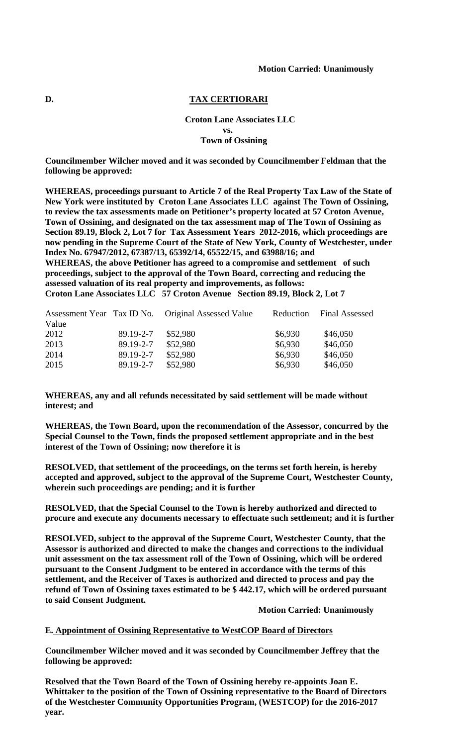**Motion Carried: Unanimously**

**D. TAX CERTIORARI**

**Croton Lane Associates LLC**
**vs.**
**Town of Ossining**

**Councilmember Wilcher moved and it was seconded by Councilmember Feldman that the following be approved:**

**WHEREAS, proceedings pursuant to Article 7 of the Real Property Tax Law of the State of New York were instituted by Croton Lane Associates LLC against The Town of Ossining, to review the tax assessments made on Petitioner's property located at 57 Croton Avenue, Town of Ossining, and designated on the tax assessment map of The Town of Ossining as Section 89.19, Block 2, Lot 7 for Tax Assessment Years 2012-2016, which proceedings are now pending in the Supreme Court of the State of New York, County of Westchester, under Index No. 67947/2012, 67387/13, 65392/14, 65522/15, and 63988/16; and**

**WHEREAS, the above Petitioner has agreed to a compromise and settlement of such proceedings, subject to the approval of the Town Board, correcting and reducing the assessed valuation of its real property and improvements, as follows:**

**Croton Lane Associates LLC 57 Croton Avenue Section 89.19, Block 2, Lot 7**

| Assessment Year | Tax ID No. | Original Assessed Value | Reduction | Final Assessed Value |
|---|---|---|---|---|
| 2012 | 89.19-2-7 | $52,980 | $6,930 | $46,050 |
| 2013 | 89.19-2-7 | $52,980 | $6,930 | $46,050 |
| 2014 | 89.19-2-7 | $52,980 | $6,930 | $46,050 |
| 2015 | 89.19-2-7 | $52,980 | $6,930 | $46,050 |

**WHEREAS, any and all refunds necessitated by said settlement will be made without interest; and**

**WHEREAS, the Town Board, upon the recommendation of the Assessor, concurred by the Special Counsel to the Town, finds the proposed settlement appropriate and in the best interest of the Town of Ossining; now therefore it is**

**RESOLVED, that settlement of the proceedings, on the terms set forth herein, is hereby accepted and approved, subject to the approval of the Supreme Court, Westchester County, wherein such proceedings are pending; and it is further**

**RESOLVED, that the Special Counsel to the Town is hereby authorized and directed to procure and execute any documents necessary to effectuate such settlement; and it is further**

**RESOLVED, subject to the approval of the Supreme Court, Westchester County, that the Assessor is authorized and directed to make the changes and corrections to the individual unit assessment on the tax assessment roll of the Town of Ossining, which will be ordered pursuant to the Consent Judgment to be entered in accordance with the terms of this settlement, and the Receiver of Taxes is authorized and directed to process and pay the refund of Town of Ossining taxes estimated to be $ 442.17, which will be ordered pursuant to said Consent Judgment.**

**Motion Carried: Unanimously**

**E. Appointment of Ossining Representative to WestCOP Board of Directors**

**Councilmember Wilcher moved and it was seconded by Councilmember Jeffrey that the following be approved:**

**Resolved that the Town Board of the Town of Ossining hereby re-appoints Joan E. Whittaker to the position of the Town of Ossining representative to the Board of Directors of the Westchester Community Opportunities Program, (WESTCOP) for the 2016-2017 year.**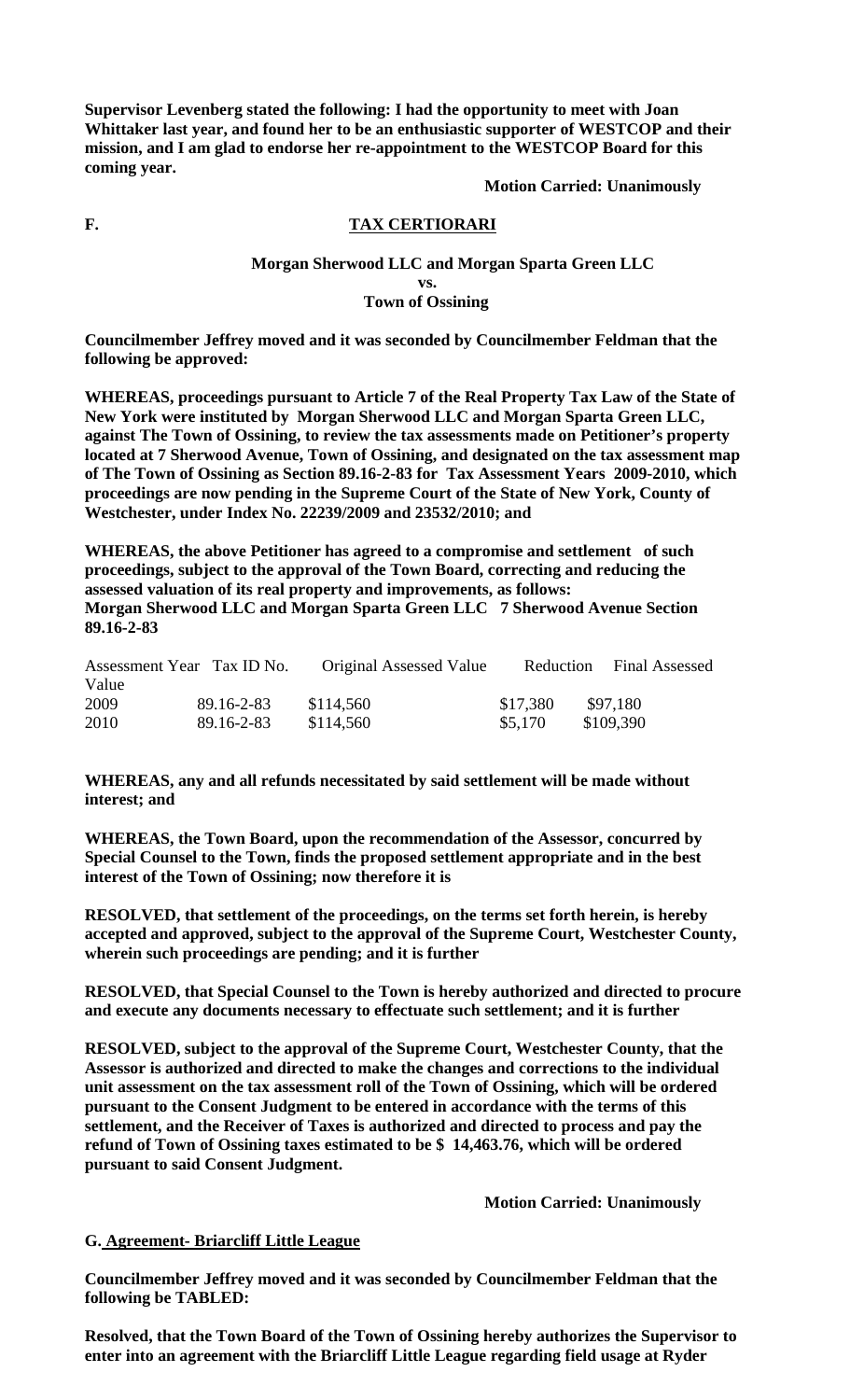**Supervisor Levenberg stated the following: I had the opportunity to meet with Joan Whittaker last year, and found her to be an enthusiastic supporter of WESTCOP and their mission, and I am glad to endorse her re-appointment to the WESTCOP Board for this coming year.**

**Motion Carried: Unanimously**

**F. TAX CERTIORARI**

**Morgan Sherwood LLC and Morgan Sparta Green LLC**
**vs.**
**Town of Ossining**

**Councilmember Jeffrey moved and it was seconded by Councilmember Feldman that the following be approved:**

**WHEREAS, proceedings pursuant to Article 7 of the Real Property Tax Law of the State of New York were instituted by Morgan Sherwood LLC and Morgan Sparta Green LLC, against The Town of Ossining, to review the tax assessments made on Petitioner's property located at 7 Sherwood Avenue, Town of Ossining, and designated on the tax assessment map of The Town of Ossining as Section 89.16-2-83 for Tax Assessment Years 2009-2010, which proceedings are now pending in the Supreme Court of the State of New York, County of Westchester, under Index No. 22239/2009 and 23532/2010; and**

**WHEREAS, the above Petitioner has agreed to a compromise and settlement of such proceedings, subject to the approval of the Town Board, correcting and reducing the assessed valuation of its real property and improvements, as follows:**
**Morgan Sherwood LLC and Morgan Sparta Green LLC 7 Sherwood Avenue Section 89.16-2-83**

| Assessment Year | Tax ID No. | Original Assessed Value | Reduction | Final Assessed Value |
|---|---|---|---|---|
| 2009 | 89.16-2-83 | $114,560 | $17,380 | $97,180 |
| 2010 | 89.16-2-83 | $114,560 | $5,170 | $109,390 |

**WHEREAS, any and all refunds necessitated by said settlement will be made without interest; and**

**WHEREAS, the Town Board, upon the recommendation of the Assessor, concurred by Special Counsel to the Town, finds the proposed settlement appropriate and in the best interest of the Town of Ossining; now therefore it is**

**RESOLVED, that settlement of the proceedings, on the terms set forth herein, is hereby accepted and approved, subject to the approval of the Supreme Court, Westchester County, wherein such proceedings are pending; and it is further**

**RESOLVED, that Special Counsel to the Town is hereby authorized and directed to procure and execute any documents necessary to effectuate such settlement; and it is further**

**RESOLVED, subject to the approval of the Supreme Court, Westchester County, that the Assessor is authorized and directed to make the changes and corrections to the individual unit assessment on the tax assessment roll of the Town of Ossining, which will be ordered pursuant to the Consent Judgment to be entered in accordance with the terms of this settlement, and the Receiver of Taxes is authorized and directed to process and pay the refund of Town of Ossining taxes estimated to be $ 14,463.76, which will be ordered pursuant to said Consent Judgment.**

**Motion Carried: Unanimously**

**G. Agreement- Briarcliff Little League**

**Councilmember Jeffrey moved and it was seconded by Councilmember Feldman that the following be TABLED:**

**Resolved, that the Town Board of the Town of Ossining hereby authorizes the Supervisor to enter into an agreement with the Briarcliff Little League regarding field usage at Ryder**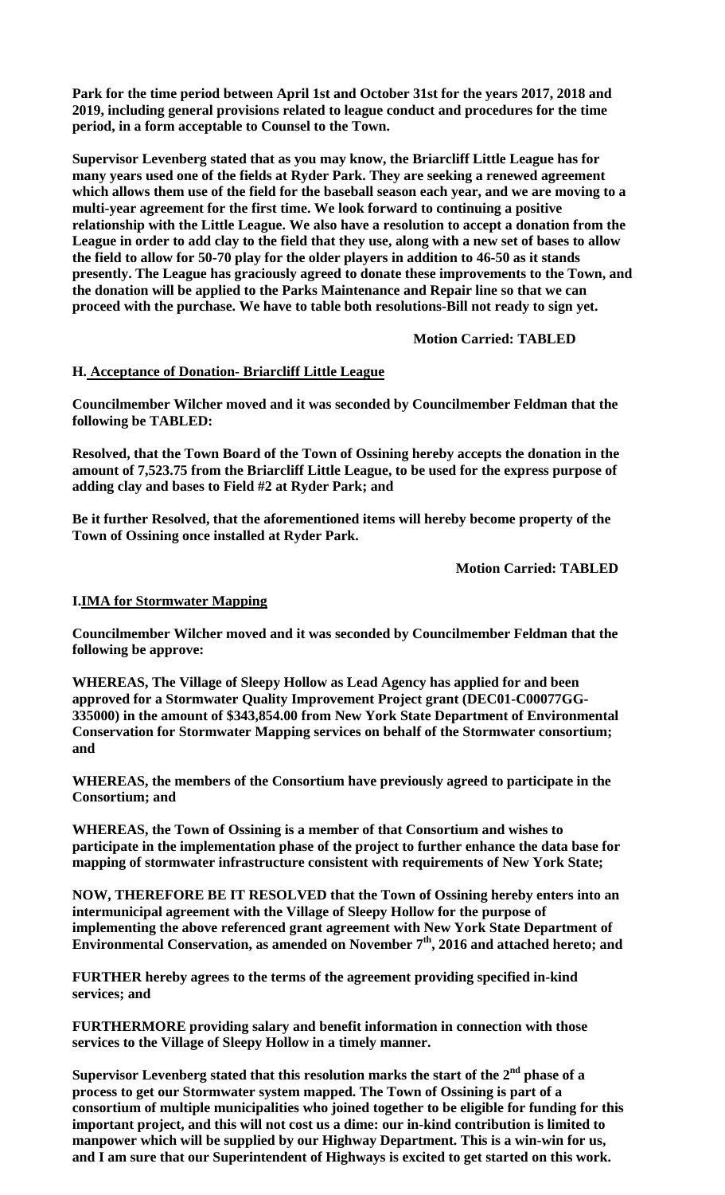**Park for the time period between April 1st and October 31st for the years 2017, 2018 and 2019, including general provisions related to league conduct and procedures for the time period, in a form acceptable to Counsel to the Town.**

**Supervisor Levenberg stated that as you may know, the Briarcliff Little League has for many years used one of the fields at Ryder Park. They are seeking a renewed agreement which allows them use of the field for the baseball season each year, and we are moving to a multi-year agreement for the first time. We look forward to continuing a positive relationship with the Little League. We also have a resolution to accept a donation from the League in order to add clay to the field that they use, along with a new set of bases to allow the field to allow for 50-70 play for the older players in addition to 46-50 as it stands presently. The League has graciously agreed to donate these improvements to the Town, and the donation will be applied to the Parks Maintenance and Repair line so that we can proceed with the purchase. We have to table both resolutions-Bill not ready to sign yet.**

**Motion Carried: TABLED**

**H. Acceptance of Donation- Briarcliff Little League**

**Councilmember Wilcher moved and it was seconded by Councilmember Feldman that the following be TABLED:**

**Resolved, that the Town Board of the Town of Ossining hereby accepts the donation in the amount of 7,523.75 from the Briarcliff Little League, to be used for the express purpose of adding clay and bases to Field #2 at Ryder Park; and**

**Be it further Resolved, that the aforementioned items will hereby become property of the Town of Ossining once installed at Ryder Park.**

**Motion Carried: TABLED**

**I.IMA for Stormwater Mapping**

**Councilmember Wilcher moved and it was seconded by Councilmember Feldman that the following be approve:**

**WHEREAS, The Village of Sleepy Hollow as Lead Agency has applied for and been approved for a Stormwater Quality Improvement Project grant (DEC01-C00077GG-335000) in the amount of $343,854.00 from New York State Department of Environmental Conservation for Stormwater Mapping services on behalf of the Stormwater consortium; and**

**WHEREAS, the members of the Consortium have previously agreed to participate in the Consortium; and**

**WHEREAS, the Town of Ossining is a member of that Consortium and wishes to participate in the implementation phase of the project to further enhance the data base for mapping of stormwater infrastructure consistent with requirements of New York State;**

**NOW, THEREFORE BE IT RESOLVED that the Town of Ossining hereby enters into an intermunicipal agreement with the Village of Sleepy Hollow for the purpose of implementing the above referenced grant agreement with New York State Department of Environmental Conservation, as amended on November 7th, 2016 and attached hereto; and**

**FURTHER hereby agrees to the terms of the agreement providing specified in-kind services; and**

**FURTHERMORE providing salary and benefit information in connection with those services to the Village of Sleepy Hollow in a timely manner.**

**Supervisor Levenberg stated that this resolution marks the start of the 2nd phase of a process to get our Stormwater system mapped. The Town of Ossining is part of a consortium of multiple municipalities who joined together to be eligible for funding for this important project, and this will not cost us a dime: our in-kind contribution is limited to manpower which will be supplied by our Highway Department. This is a win-win for us, and I am sure that our Superintendent of Highways is excited to get started on this work.**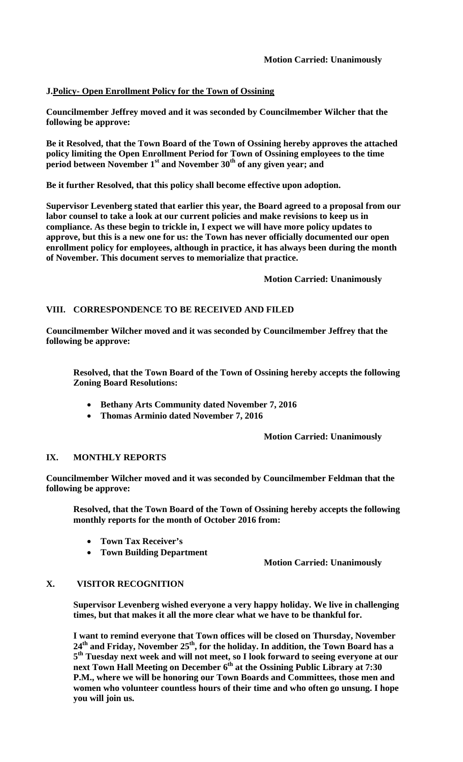**Motion Carried: Unanimously**

**J. Policy- Open Enrollment Policy for the Town of Ossining**

**Councilmember Jeffrey moved and it was seconded by Councilmember Wilcher that the following be approve:**

**Be it Resolved, that the Town Board of the Town of Ossining hereby approves the attached policy limiting the Open Enrollment Period for Town of Ossining employees to the time period between November 1st and November 30th of any given year; and**

**Be it further Resolved, that this policy shall become effective upon adoption.**

**Supervisor Levenberg stated that earlier this year, the Board agreed to a proposal from our labor counsel to take a look at our current policies and make revisions to keep us in compliance. As these begin to trickle in, I expect we will have more policy updates to approve, but this is a new one for us: the Town has never officially documented our open enrollment policy for employees, although in practice, it has always been during the month of November. This document serves to memorialize that practice.**

**Motion Carried: Unanimously**

## VIII. CORRESPONDENCE TO BE RECEIVED AND FILED

**Councilmember Wilcher moved and it was seconded by Councilmember Jeffrey that the following be approve:**

**Resolved, that the Town Board of the Town of Ossining hereby accepts the following Zoning Board Resolutions:**

- **Bethany Arts Community dated November 7, 2016**
- **Thomas Arminio dated November 7, 2016**

**Motion Carried: Unanimously**

## IX. MONTHLY REPORTS

**Councilmember Wilcher moved and it was seconded by Councilmember Feldman that the following be approve:**

**Resolved, that the Town Board of the Town of Ossining hereby accepts the following monthly reports for the month of October 2016 from:**

- **Town Tax Receiver's**
- **Town Building Department**

**Motion Carried: Unanimously**

## X. VISITOR RECOGNITION

**Supervisor Levenberg wished everyone a very happy holiday. We live in challenging times, but that makes it all the more clear what we have to be thankful for.**

**I want to remind everyone that Town offices will be closed on Thursday, November 24th and Friday, November 25th, for the holiday. In addition, the Town Board has a 5th Tuesday next week and will not meet, so I look forward to seeing everyone at our next Town Hall Meeting on December 6th at the Ossining Public Library at 7:30 P.M., where we will be honoring our Town Boards and Committees, those men and women who volunteer countless hours of their time and who often go unsung. I hope you will join us.**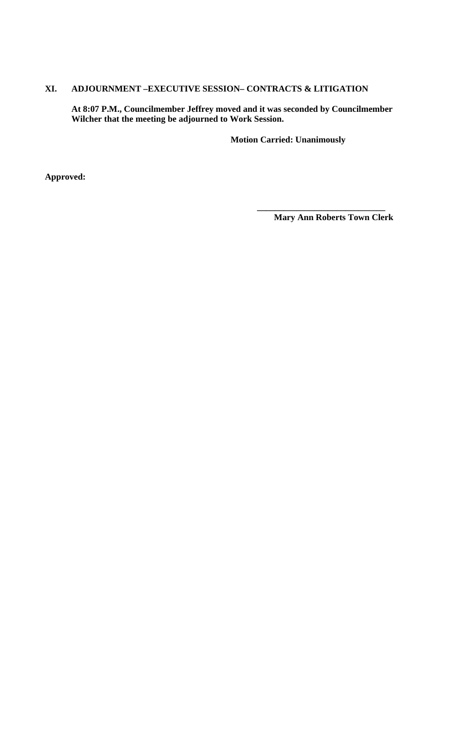## XI. ADJOURNMENT –EXECUTIVE SESSION– CONTRACTS & LITIGATION

**At 8:07 P.M., Councilmember Jeffrey moved and it was seconded by Councilmember Wilcher that the meeting be adjourned to Work Session.**

**Motion Carried: Unanimously**

**Approved:**

**\_\_\_\_\_\_\_\_\_\_\_\_\_\_\_\_\_\_\_\_\_\_\_\_\_\_\_\_\_\_**
**Mary Ann Roberts Town Clerk**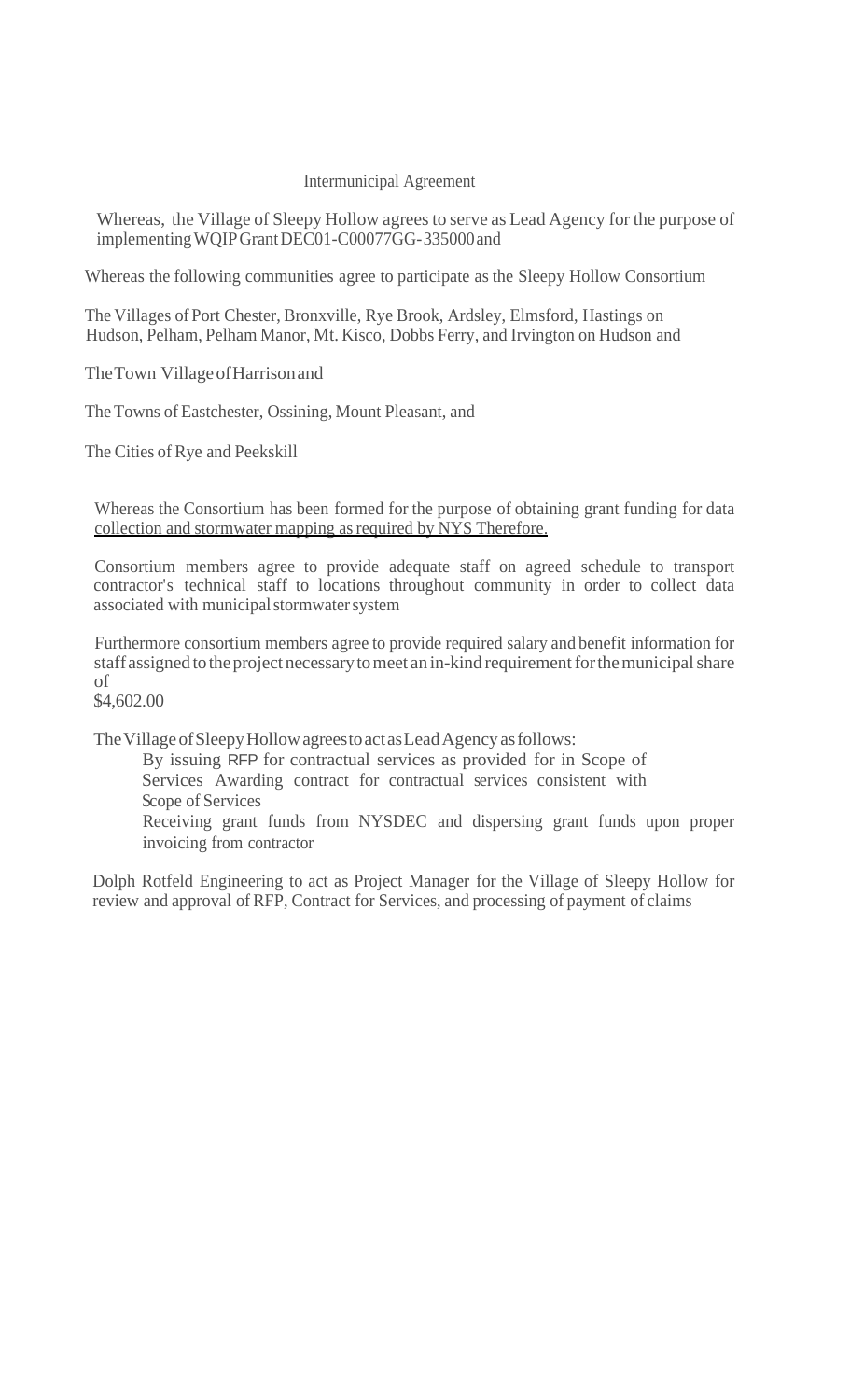Intermunicipal Agreement

Whereas, the Village of Sleepy Hollow agrees to serve as Lead Agency for the purpose of implementing WQIP Grant DEC01-C00077GG-335000 and

Whereas the following communities agree to participate as the Sleepy Hollow Consortium

The Villages of Port Chester, Bronxville, Rye Brook, Ardsley, Elmsford, Hastings on Hudson, Pelham, Pelham Manor, Mt. Kisco, Dobbs Ferry, and Irvington on Hudson and

The Town Village of Harrison and

The Towns of Eastchester, Ossining, Mount Pleasant, and

The Cities of Rye and Peekskill

Whereas the Consortium has been formed for the purpose of obtaining grant funding for data collection and stormwater mapping as required by NYS Therefore.

Consortium members agree to provide adequate staff on agreed schedule to transport contractor's technical staff to locations throughout community in order to collect data associated with municipal stormwater system

Furthermore consortium members agree to provide required salary and benefit information for staff assigned to the project necessary to meet an in-kind requirement for the municipal share of
$4,602.00

The Village of Sleepy Hollow agrees to act as Lead Agency as follows:

By issuing RFP for contractual services as provided for in Scope of Services Awarding contract for contractual services consistent with Scope of Services

Receiving grant funds from NYSDEC and dispersing grant funds upon proper invoicing from contractor

Dolph Rotfeld Engineering to act as Project Manager for the Village of Sleepy Hollow for review and approval of RFP, Contract for Services, and processing of payment of claims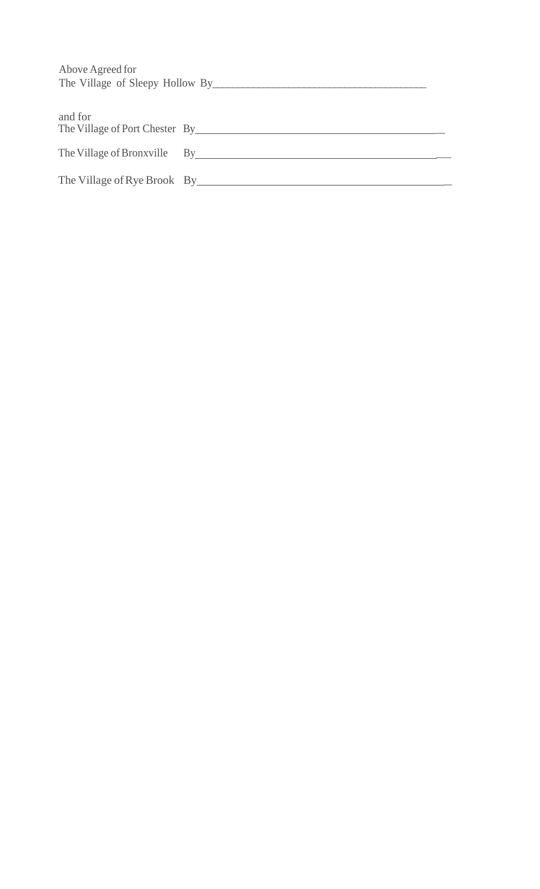Above Agreed for
The Village of Sleepy Hollow By________________________________________

and for
The Village of Port Chester By___________________________________________

The Village of Bronxville By___________________________________________

The Village of Rye Brook By___________________________________________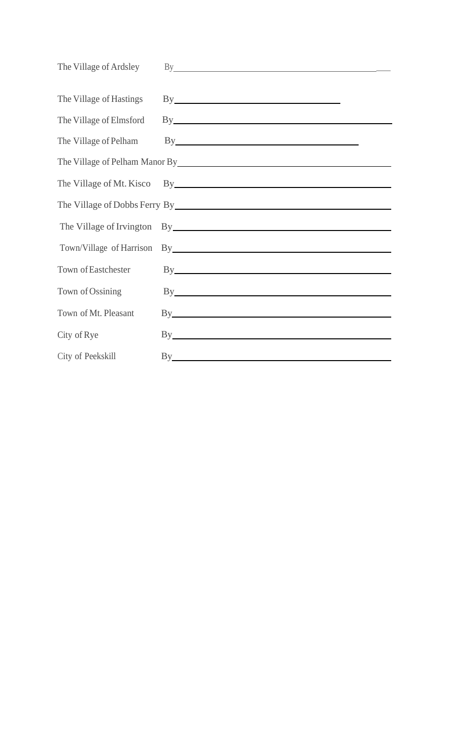The Village of Ardsley By\_\_\_\_\_\_\_\_\_\_\_\_\_\_\_\_\_\_\_\_\_\_\_\_\_\_\_\_\_\_\_\_\_\_\_\_\_\_

The Village of Hastings By\_\_\_\_\_\_\_\_\_\_\_\_\_\_\_\_\_\_\_\_\_\_\_\_\_\_\_\_\_\_\_\_

The Village of Elmsford By\_\_\_\_\_\_\_\_\_\_\_\_\_\_\_\_\_\_\_\_\_\_\_\_\_\_\_\_\_\_\_\_\_\_\_\_\_\_

The Village of Pelham By\_\_\_\_\_\_\_\_\_\_\_\_\_\_\_\_\_\_\_\_\_\_\_\_\_\_\_\_\_\_\_\_\_\_

The Village of Pelham Manor By\_\_\_\_\_\_\_\_\_\_\_\_\_\_\_\_\_\_\_\_\_\_\_\_\_\_\_\_\_\_\_\_\_\_\_\_\_\_

The Village of Mt. Kisco By\_\_\_\_\_\_\_\_\_\_\_\_\_\_\_\_\_\_\_\_\_\_\_\_\_\_\_\_\_\_\_\_\_\_\_\_\_\_

The Village of Dobbs Ferry By\_\_\_\_\_\_\_\_\_\_\_\_\_\_\_\_\_\_\_\_\_\_\_\_\_\_\_\_\_\_\_\_\_\_\_\_\_\_

The Village of Irvington By\_\_\_\_\_\_\_\_\_\_\_\_\_\_\_\_\_\_\_\_\_\_\_\_\_\_\_\_\_\_\_\_\_\_\_\_\_\_

Town/Village of Harrison By\_\_\_\_\_\_\_\_\_\_\_\_\_\_\_\_\_\_\_\_\_\_\_\_\_\_\_\_\_\_\_\_\_\_\_\_\_\_

Town of Eastchester By\_\_\_\_\_\_\_\_\_\_\_\_\_\_\_\_\_\_\_\_\_\_\_\_\_\_\_\_\_\_\_\_\_\_\_\_\_\_

Town of Ossining By\_\_\_\_\_\_\_\_\_\_\_\_\_\_\_\_\_\_\_\_\_\_\_\_\_\_\_\_\_\_\_\_\_\_\_\_\_\_

Town of Mt. Pleasant By\_\_\_\_\_\_\_\_\_\_\_\_\_\_\_\_\_\_\_\_\_\_\_\_\_\_\_\_\_\_\_\_\_\_\_\_\_\_

City of Rye By\_\_\_\_\_\_\_\_\_\_\_\_\_\_\_\_\_\_\_\_\_\_\_\_\_\_\_\_\_\_\_\_\_\_\_\_\_\_

City of Peekskill By\_\_\_\_\_\_\_\_\_\_\_\_\_\_\_\_\_\_\_\_\_\_\_\_\_\_\_\_\_\_\_\_\_\_\_\_\_\_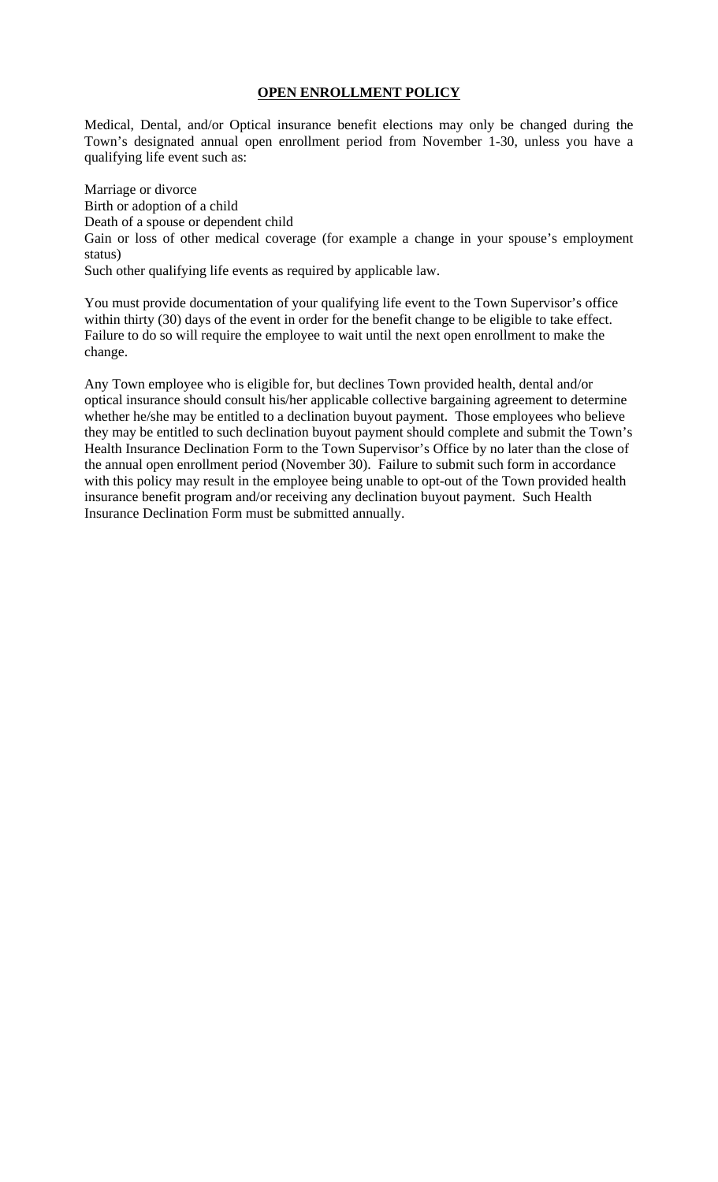# OPEN ENROLLMENT POLICY

Medical, Dental, and/or Optical insurance benefit elections may only be changed during the Town's designated annual open enrollment period from November 1-30, unless you have a qualifying life event such as:

Marriage or divorce
Birth or adoption of a child
Death of a spouse or dependent child
Gain or loss of other medical coverage (for example a change in your spouse's employment status)
Such other qualifying life events as required by applicable law.

You must provide documentation of your qualifying life event to the Town Supervisor's office within thirty (30) days of the event in order for the benefit change to be eligible to take effect. Failure to do so will require the employee to wait until the next open enrollment to make the change.

Any Town employee who is eligible for, but declines Town provided health, dental and/or optical insurance should consult his/her applicable collective bargaining agreement to determine whether he/she may be entitled to a declination buyout payment. Those employees who believe they may be entitled to such declination buyout payment should complete and submit the Town's Health Insurance Declination Form to the Town Supervisor's Office by no later than the close of the annual open enrollment period (November 30). Failure to submit such form in accordance with this policy may result in the employee being unable to opt-out of the Town provided health insurance benefit program and/or receiving any declination buyout payment. Such Health Insurance Declination Form must be submitted annually.